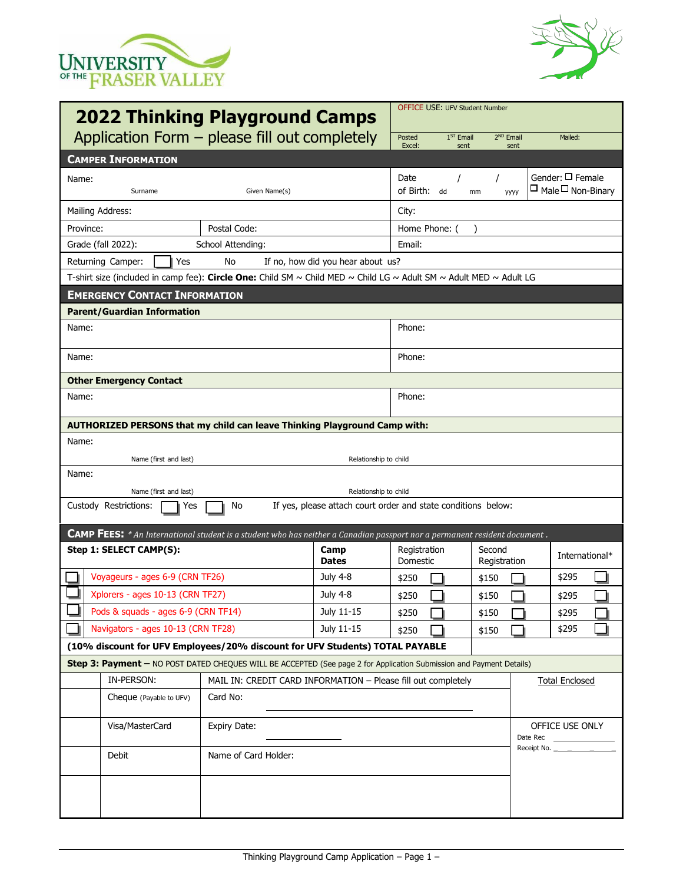# 2022 Thinking Playground Camps

Application Form – please fill out completely

OFFICE USE: UFV Student Number

| Posted Excel: | 1ST Email sent | 2ND Email sent | Mailed: |
|---|---|---|---|

## CAMPER INFORMATION

| | | | |
|---|---|---|---|
| Name: Surname Given Name(s) | | Date of Birth: dd / mm / yyyy | Gender: ☐ Female ☐ Male ☐ Non-Binary |
| Mailing Address: | | City: | |
| Province: | Postal Code: | Home Phone: ( ) | |
| Grade (fall 2022): | School Attending: | Email: | |

Returning Camper: ☐ Yes No If no, how did you hear about us?

T-shirt size (included in camp fee): **Circle One:** Child SM ~ Child MED ~ Child LG ~ Adult SM ~ Adult MED ~ Adult LG

## EMERGENCY CONTACT INFORMATION

**Parent/Guardian Information**

| Name: | Phone: |
|---|---|
| Name: | Phone: |

**Other Emergency Contact**

| Name: | Phone: |
|---|---|

**AUTHORIZED PERSONS that my child can leave Thinking Playground Camp with:**

| Name: Name (first and last) | Relationship to child |
|---|---|
| Name: Name (first and last) | Relationship to child |

Custody Restrictions: ☐ Yes ☐ No If yes, please attach court order and state conditions below:

## CAMP FEES: 
*\* An International student is a student who has neither a Canadian passport nor a permanent resident document .*

| Step 1: SELECT CAMP(S): | Camp Dates | Registration Domestic | Second Registration | International* |
|---|---|---|---|---|
| ☐ Voyageurs - ages 6-9 (CRN TF26) | July 4-8 | $250 ☐ | $150 ☐ | $295 ☐ |
| ☐ Xplorers - ages 10-13 (CRN TF27) | July 4-8 | $250 ☐ | $150 ☐ | $295 ☐ |
| ☐ Pods & squads - ages 6-9 (CRN TF14) | July 11-15 | $250 ☐ | $150 ☐ | $295 ☐ |
| ☐ Navigators - ages 10-13 (CRN TF28) | July 11-15 | $250 ☐ | $150 ☐ | $295 ☐ |
| **(10% discount for UFV Employees/20% discount for UFV Students) TOTAL PAYABLE** | | | | |

**Step 3: Payment –** NO POST DATED CHEQUES WILL BE ACCEPTED (See page 2 for Application Submission and Payment Details)

| | IN-PERSON: | MAIL IN: CREDIT CARD INFORMATION – Please fill out completely | Total Enclosed |
|---|---|---|---|
| | Cheque (Payable to UFV) | Card No: | |
| | Visa/MasterCard | Expiry Date: | OFFICE USE ONLY Date Rec Receipt No. |
| | Debit | Name of Card Holder: | |
| | | | |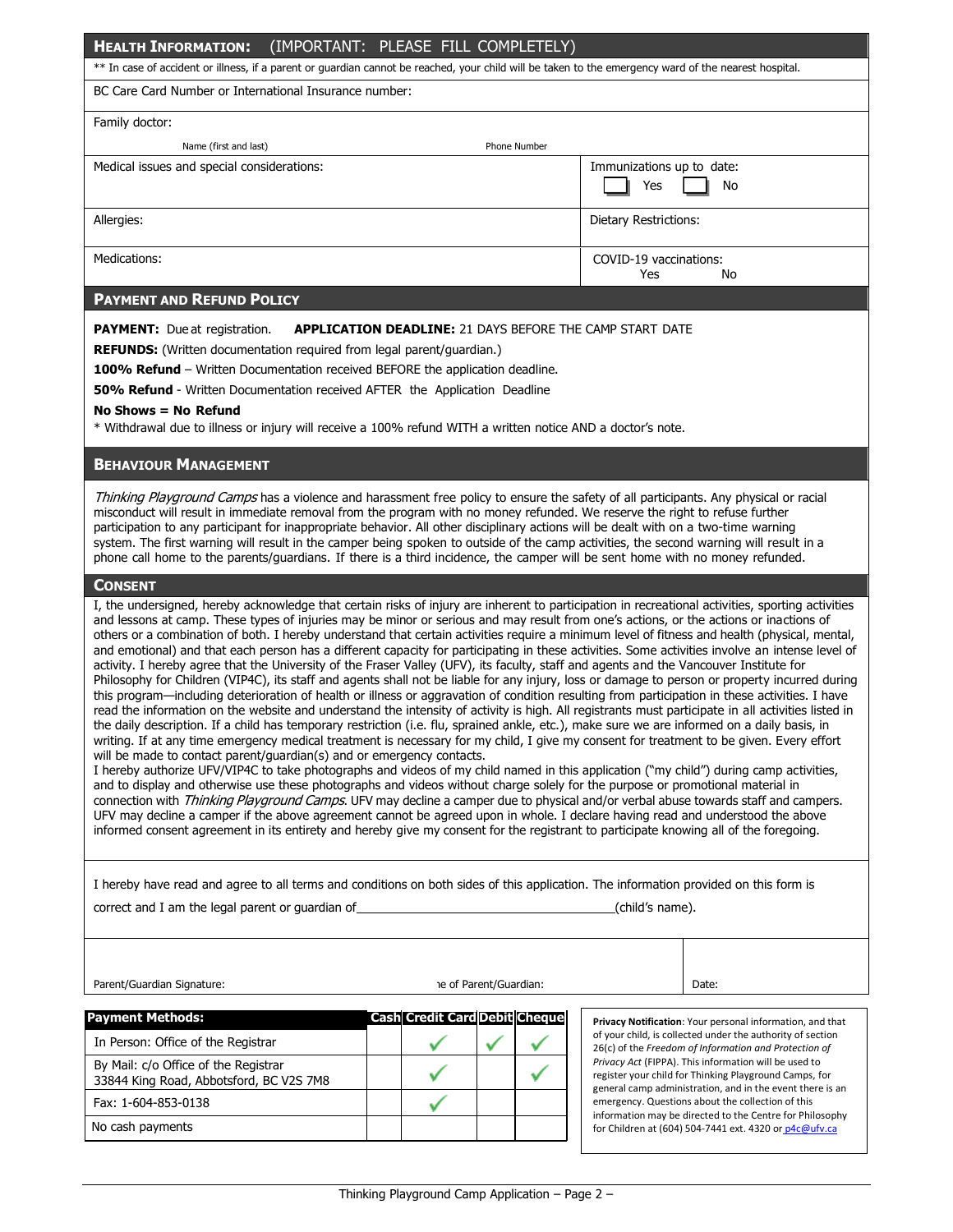## HEALTH INFORMATION: (IMPORTANT: PLEASE FILL COMPLETELY)

** In case of accident or illness, if a parent or guardian cannot be reached, your child will be taken to the emergency ward of the nearest hospital.

BC Care Card Number or International Insurance number:

Family doctor:

Name (first and last) Phone Number

| | |
|---|---|
| Medical issues and special considerations: | Immunizations up to date: ☐ Yes ☐ No |
| Allergies: | Dietary Restrictions: |
| Medications: | COVID-19 vaccinations: Yes No |

## PAYMENT AND REFUND POLICY

**PAYMENT:** Due at registration. **APPLICATION DEADLINE:** 21 DAYS BEFORE THE CAMP START DATE

**REFUNDS:** (Written documentation required from legal parent/guardian.)

**100% Refund** – Written Documentation received BEFORE the application deadline.

**50% Refund** - Written Documentation received AFTER the Application Deadline

**No Shows = No Refund**

* Withdrawal due to illness or injury will receive a 100% refund WITH a written notice AND a doctor's note.

## BEHAVIOUR MANAGEMENT

*Thinking Playground Camps* has a violence and harassment free policy to ensure the safety of all participants. Any physical or racial misconduct will result in immediate removal from the program with no money refunded. We reserve the right to refuse further participation to any participant for inappropriate behavior. All other disciplinary actions will be dealt with on a two-time warning system. The first warning will result in the camper being spoken to outside of the camp activities, the second warning will result in a phone call home to the parents/guardians. If there is a third incidence, the camper will be sent home with no money refunded.

## CONSENT

I, the undersigned, hereby acknowledge that certain risks of injury are inherent to participation in recreational activities, sporting activities and lessons at camp. These types of injuries may be minor or serious and may result from one's actions, or the actions or inactions of others or a combination of both. I hereby understand that certain activities require a minimum level of fitness and health (physical, mental, and emotional) and that each person has a different capacity for participating in these activities. Some activities involve an intense level of activity. I hereby agree that the University of the Fraser Valley (UFV), its faculty, staff and agents and the Vancouver Institute for Philosophy for Children (VIP4C), its staff and agents shall not be liable for any injury, loss or damage to person or property incurred during this program—including deterioration of health or illness or aggravation of condition resulting from participation in these activities. I have read the information on the website and understand the intensity of activity is high. All registrants must participate in all activities listed in the daily description. If a child has temporary restriction (i.e. flu, sprained ankle, etc.), make sure we are informed on a daily basis, in writing. If at any time emergency medical treatment is necessary for my child, I give my consent for treatment to be given. Every effort will be made to contact parent/guardian(s) and or emergency contacts.

I hereby authorize UFV/VIP4C to take photographs and videos of my child named in this application ("my child") during camp activities, and to display and otherwise use these photographs and videos without charge solely for the purpose or promotional material in connection with *Thinking Playground Camps*. UFV may decline a camper due to physical and/or verbal abuse towards staff and campers. UFV may decline a camper if the above agreement cannot be agreed upon in whole. I declare having read and understood the above informed consent agreement in its entirety and hereby give my consent for the registrant to participate knowing all of the foregoing.

I hereby have read and agree to all terms and conditions on both sides of this application. The information provided on this form is correct and I am the legal parent or guardian of\_\_\_\_\_\_\_\_\_\_\_\_\_\_\_\_\_\_\_\_\_\_\_\_\_\_\_\_\_\_\_\_\_\_\_\_(child's name).

Parent/Guardian Signature: ne of Parent/Guardian: Date:

| Payment Methods: | Cash | Credit Card | Debit | Cheque |
|---|---|---|---|---|
| In Person: Office of the Registrar | | ✓ | ✓ | ✓ |
| By Mail: c/o Office of the Registrar 33844 King Road, Abbotsford, BC V2S 7M8 | | ✓ | | ✓ |
| Fax: 1-604-853-0138 | | ✓ | | |
| No cash payments | | | | |

**Privacy Notification**: Your personal information, and that of your child, is collected under the authority of section 26(c) of the *Freedom of Information and Protection of Privacy Act* (FIPPA). This information will be used to register your child for Thinking Playground Camps, for general camp administration, and in the event there is an emergency. Questions about the collection of this information may be directed to the Centre for Philosophy for Children at (604) 504-7441 ext. 4320 or p4c@ufv.ca